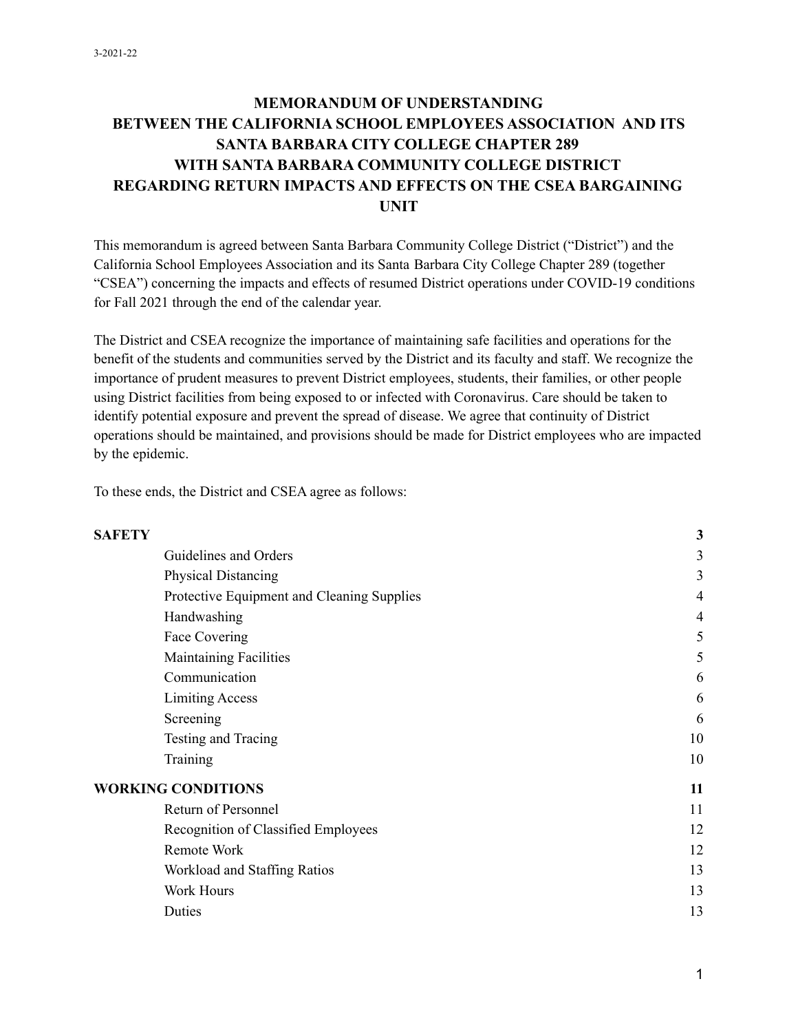3-2021-22

# MEMORANDUM OF UNDERSTANDING BETWEEN THE CALIFORNIA SCHOOL EMPLOYEES ASSOCIATION AND ITS SANTA BARBARA CITY COLLEGE CHAPTER 289 WITH SANTA BARBARA COMMUNITY COLLEGE DISTRICT REGARDING RETURN IMPACTS AND EFFECTS ON THE CSEA BARGAINING UNIT

This memorandum is agreed between Santa Barbara Community College District ("District") and the California School Employees Association and its Santa Barbara City College Chapter 289 (together "CSEA") concerning the impacts and effects of resumed District operations under COVID-19 conditions for Fall 2021 through the end of the calendar year.

The District and CSEA recognize the importance of maintaining safe facilities and operations for the benefit of the students and communities served by the District and its faculty and staff. We recognize the importance of prudent measures to prevent District employees, students, their families, or other people using District facilities from being exposed to or infected with Coronavirus. Care should be taken to identify potential exposure and prevent the spread of disease. We agree that continuity of District operations should be maintained, and provisions should be made for District employees who are impacted by the epidemic.

To these ends, the District and CSEA agree as follows:

| | |
|---|---|
| **SAFETY** | **3** |
| Guidelines and Orders | 3 |
| Physical Distancing | 3 |
| Protective Equipment and Cleaning Supplies | 4 |
| Handwashing | 4 |
| Face Covering | 5 |
| Maintaining Facilities | 5 |
| Communication | 6 |
| Limiting Access | 6 |
| Screening | 6 |
| Testing and Tracing | 10 |
| Training | 10 |
| **WORKING CONDITIONS** | **11** |
| Return of Personnel | 11 |
| Recognition of Classified Employees | 12 |
| Remote Work | 12 |
| Workload and Staffing Ratios | 13 |
| Work Hours | 13 |
| Duties | 13 |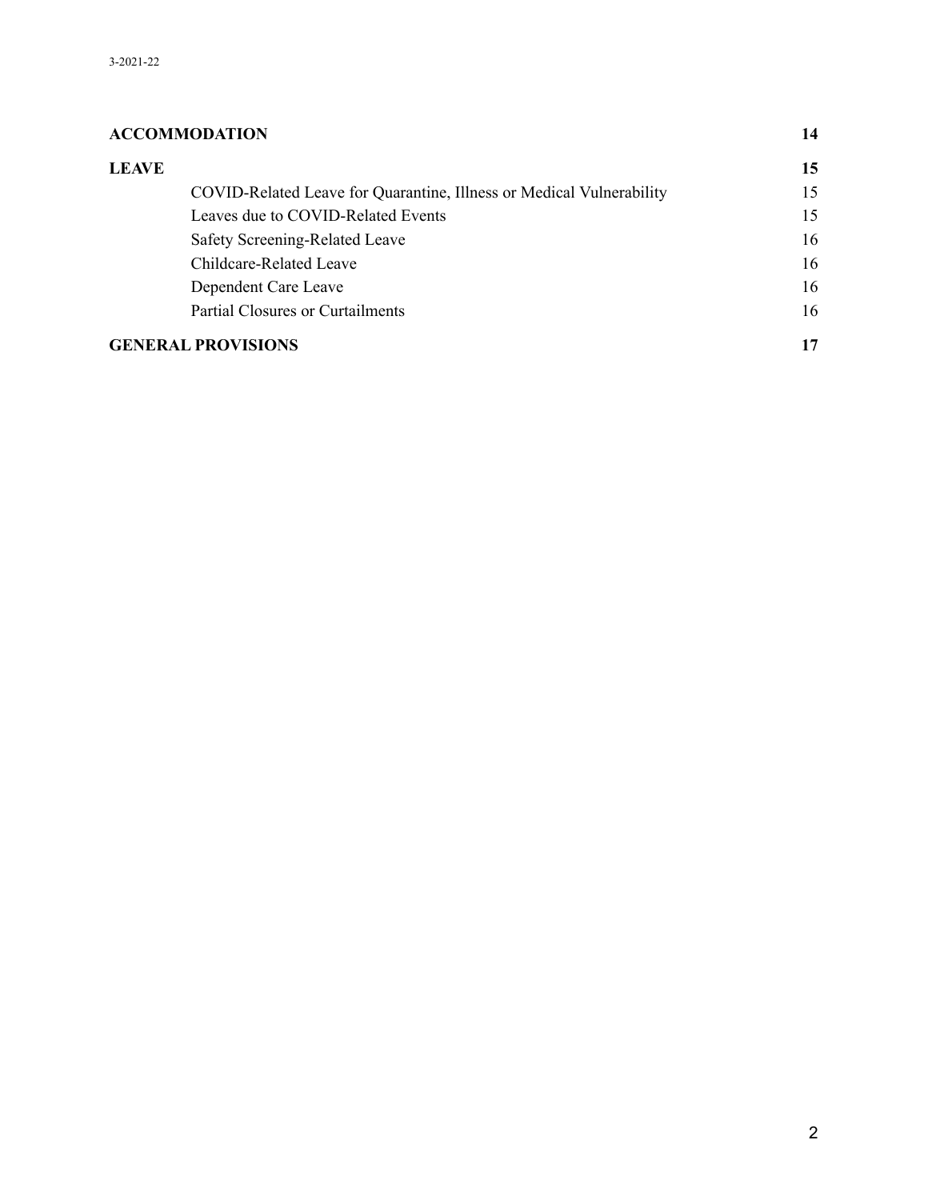| | |
|---|---|
| **ACCOMMODATION** | **14** |
| **LEAVE** | **15** |
| COVID-Related Leave for Quarantine, Illness or Medical Vulnerability | 15 |
| Leaves due to COVID-Related Events | 15 |
| Safety Screening-Related Leave | 16 |
| Childcare-Related Leave | 16 |
| Dependent Care Leave | 16 |
| Partial Closures or Curtailments | 16 |
| **GENERAL PROVISIONS** | **17** |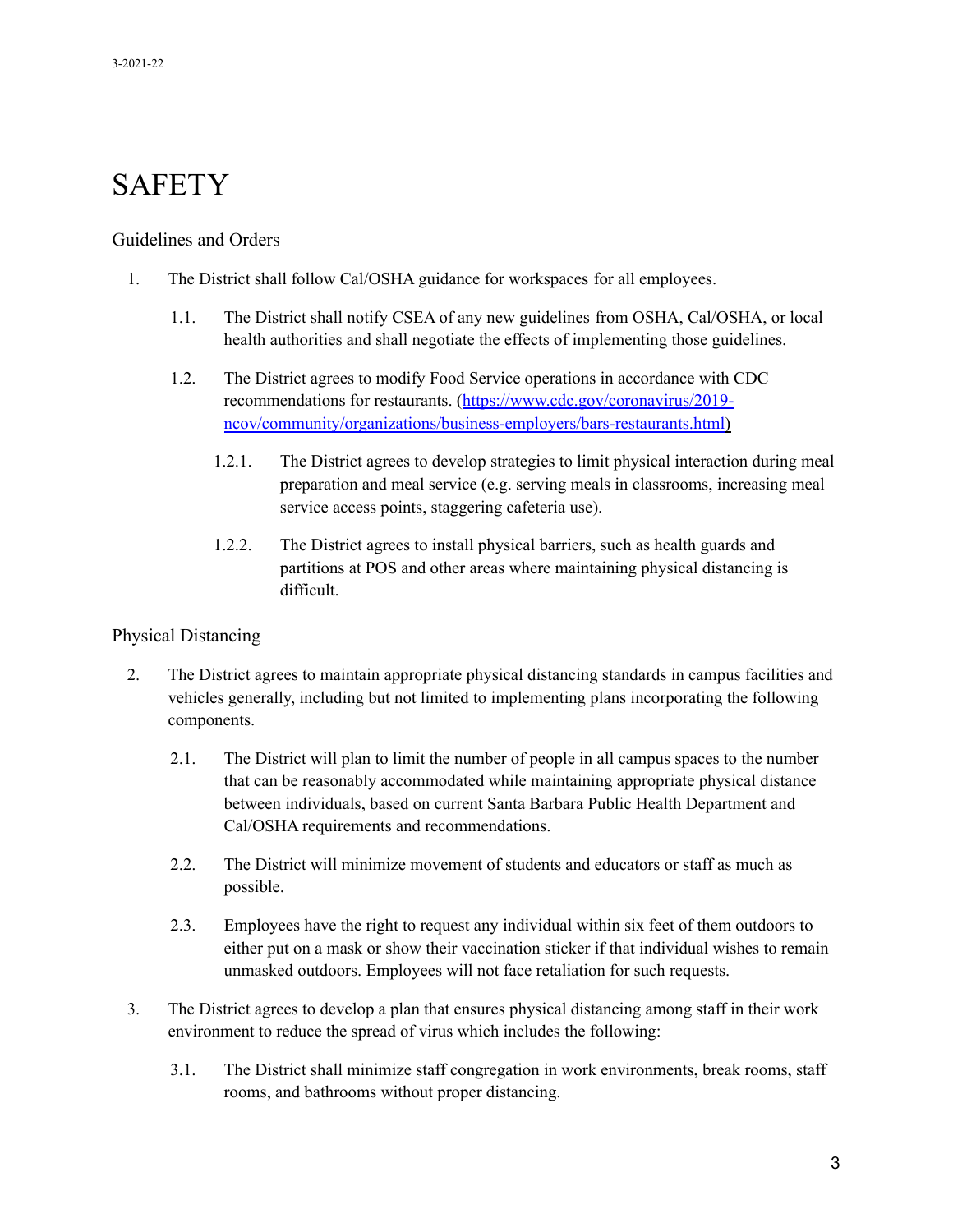# SAFETY

## Guidelines and Orders

1. The District shall follow Cal/OSHA guidance for workspaces for all employees.

   1.1. The District shall notify CSEA of any new guidelines from OSHA, Cal/OSHA, or local health authorities and shall negotiate the effects of implementing those guidelines.

   1.2. The District agrees to modify Food Service operations in accordance with CDC recommendations for restaurants. ([https://www.cdc.gov/coronavirus/2019-ncov/community/organizations/business-employers/bars-restaurants.html](https://www.cdc.gov/coronavirus/2019-ncov/community/organizations/business-employers/bars-restaurants.html))

      1.2.1. The District agrees to develop strategies to limit physical interaction during meal preparation and meal service (e.g. serving meals in classrooms, increasing meal service access points, staggering cafeteria use).

      1.2.2. The District agrees to install physical barriers, such as health guards and partitions at POS and other areas where maintaining physical distancing is difficult.

## Physical Distancing

2. The District agrees to maintain appropriate physical distancing standards in campus facilities and vehicles generally, including but not limited to implementing plans incorporating the following components.

   2.1. The District will plan to limit the number of people in all campus spaces to the number that can be reasonably accommodated while maintaining appropriate physical distance between individuals, based on current Santa Barbara Public Health Department and Cal/OSHA requirements and recommendations.

   2.2. The District will minimize movement of students and educators or staff as much as possible.

   2.3. Employees have the right to request any individual within six feet of them outdoors to either put on a mask or show their vaccination sticker if that individual wishes to remain unmasked outdoors. Employees will not face retaliation for such requests.

3. The District agrees to develop a plan that ensures physical distancing among staff in their work environment to reduce the spread of virus which includes the following:

   3.1. The District shall minimize staff congregation in work environments, break rooms, staff rooms, and bathrooms without proper distancing.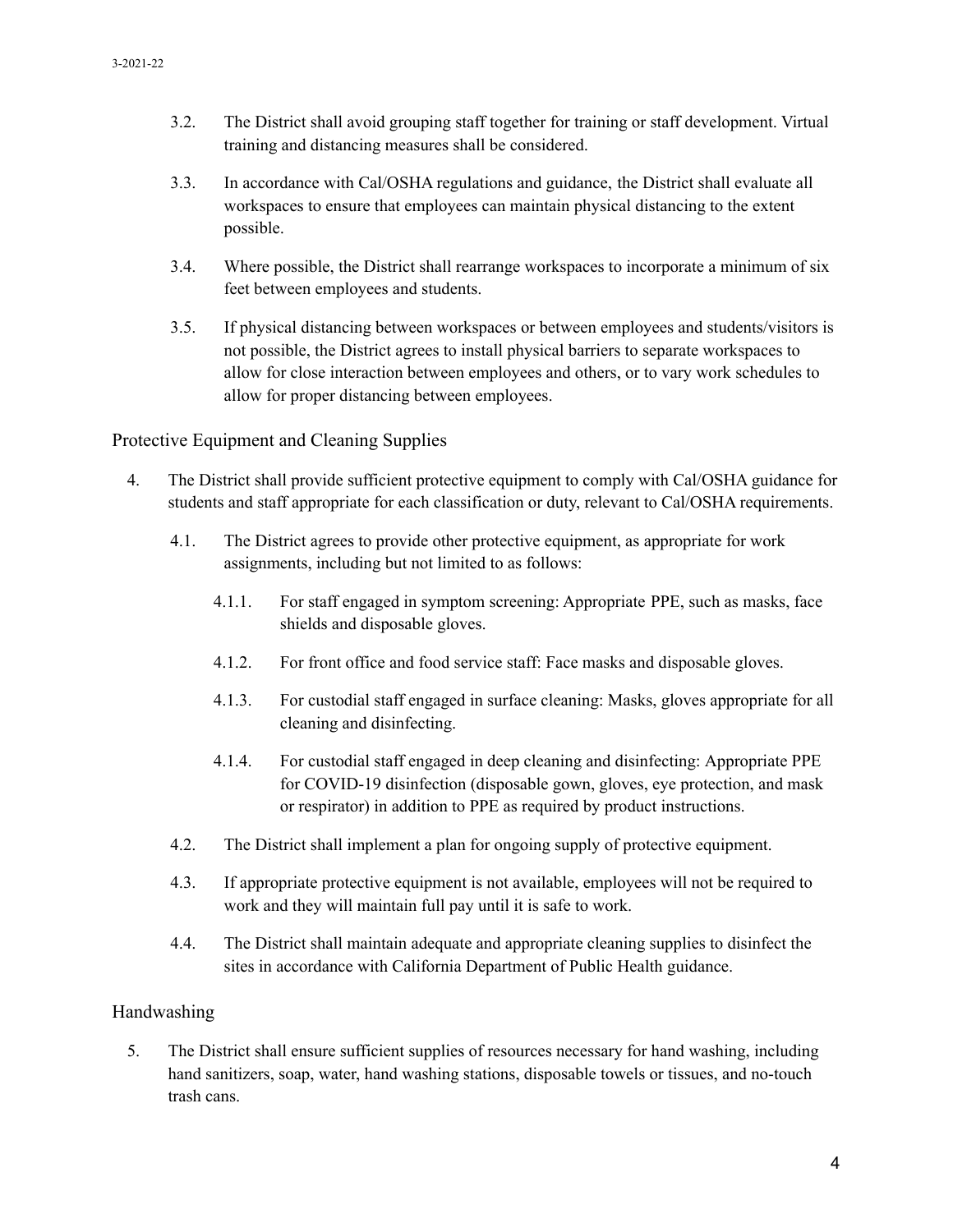3.2. The District shall avoid grouping staff together for training or staff development. Virtual training and distancing measures shall be considered.

3.3. In accordance with Cal/OSHA regulations and guidance, the District shall evaluate all workspaces to ensure that employees can maintain physical distancing to the extent possible.

3.4. Where possible, the District shall rearrange workspaces to incorporate a minimum of six feet between employees and students.

3.5. If physical distancing between workspaces or between employees and students/visitors is not possible, the District agrees to install physical barriers to separate workspaces to allow for close interaction between employees and others, or to vary work schedules to allow for proper distancing between employees.

## Protective Equipment and Cleaning Supplies

4. The District shall provide sufficient protective equipment to comply with Cal/OSHA guidance for students and staff appropriate for each classification or duty, relevant to Cal/OSHA requirements.

   4.1. The District agrees to provide other protective equipment, as appropriate for work assignments, including but not limited to as follows:

      4.1.1. For staff engaged in symptom screening: Appropriate PPE, such as masks, face shields and disposable gloves.

      4.1.2. For front office and food service staff: Face masks and disposable gloves.

      4.1.3. For custodial staff engaged in surface cleaning: Masks, gloves appropriate for all cleaning and disinfecting.

      4.1.4. For custodial staff engaged in deep cleaning and disinfecting: Appropriate PPE for COVID-19 disinfection (disposable gown, gloves, eye protection, and mask or respirator) in addition to PPE as required by product instructions.

   4.2. The District shall implement a plan for ongoing supply of protective equipment.

   4.3. If appropriate protective equipment is not available, employees will not be required to work and they will maintain full pay until it is safe to work.

   4.4. The District shall maintain adequate and appropriate cleaning supplies to disinfect the sites in accordance with California Department of Public Health guidance.

## Handwashing

5. The District shall ensure sufficient supplies of resources necessary for hand washing, including hand sanitizers, soap, water, hand washing stations, disposable towels or tissues, and no-touch trash cans.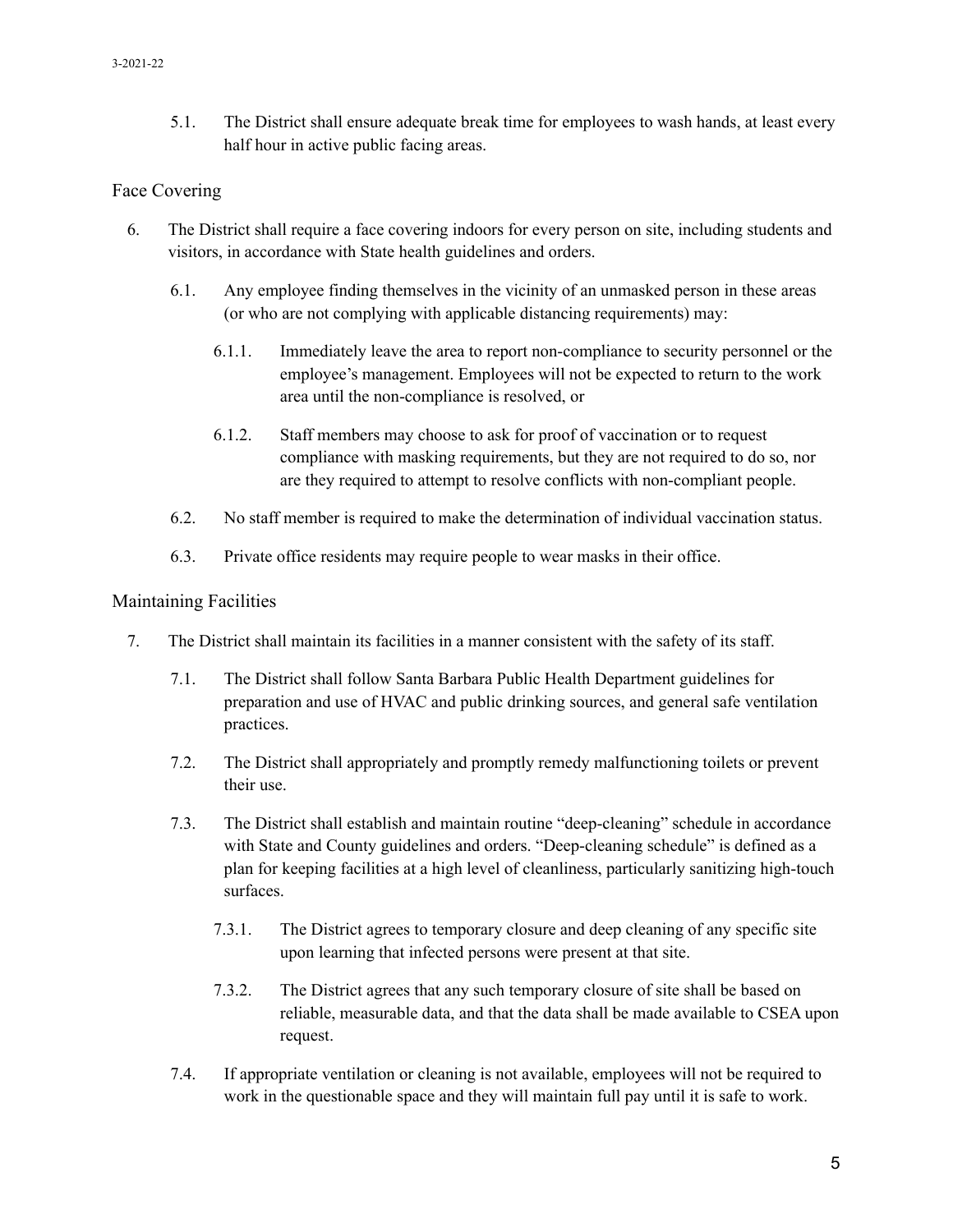5.1. The District shall ensure adequate break time for employees to wash hands, at least every half hour in active public facing areas.

## Face Covering

6. The District shall require a face covering indoors for every person on site, including students and visitors, in accordance with State health guidelines and orders.

   6.1. Any employee finding themselves in the vicinity of an unmasked person in these areas (or who are not complying with applicable distancing requirements) may:

      6.1.1. Immediately leave the area to report non-compliance to security personnel or the employee's management. Employees will not be expected to return to the work area until the non-compliance is resolved, or

      6.1.2. Staff members may choose to ask for proof of vaccination or to request compliance with masking requirements, but they are not required to do so, nor are they required to attempt to resolve conflicts with non-compliant people.

   6.2. No staff member is required to make the determination of individual vaccination status.

   6.3. Private office residents may require people to wear masks in their office.

## Maintaining Facilities

7. The District shall maintain its facilities in a manner consistent with the safety of its staff.

   7.1. The District shall follow Santa Barbara Public Health Department guidelines for preparation and use of HVAC and public drinking sources, and general safe ventilation practices.

   7.2. The District shall appropriately and promptly remedy malfunctioning toilets or prevent their use.

   7.3. The District shall establish and maintain routine "deep-cleaning" schedule in accordance with State and County guidelines and orders. "Deep-cleaning schedule" is defined as a plan for keeping facilities at a high level of cleanliness, particularly sanitizing high-touch surfaces.

      7.3.1. The District agrees to temporary closure and deep cleaning of any specific site upon learning that infected persons were present at that site.

      7.3.2. The District agrees that any such temporary closure of site shall be based on reliable, measurable data, and that the data shall be made available to CSEA upon request.

   7.4. If appropriate ventilation or cleaning is not available, employees will not be required to work in the questionable space and they will maintain full pay until it is safe to work.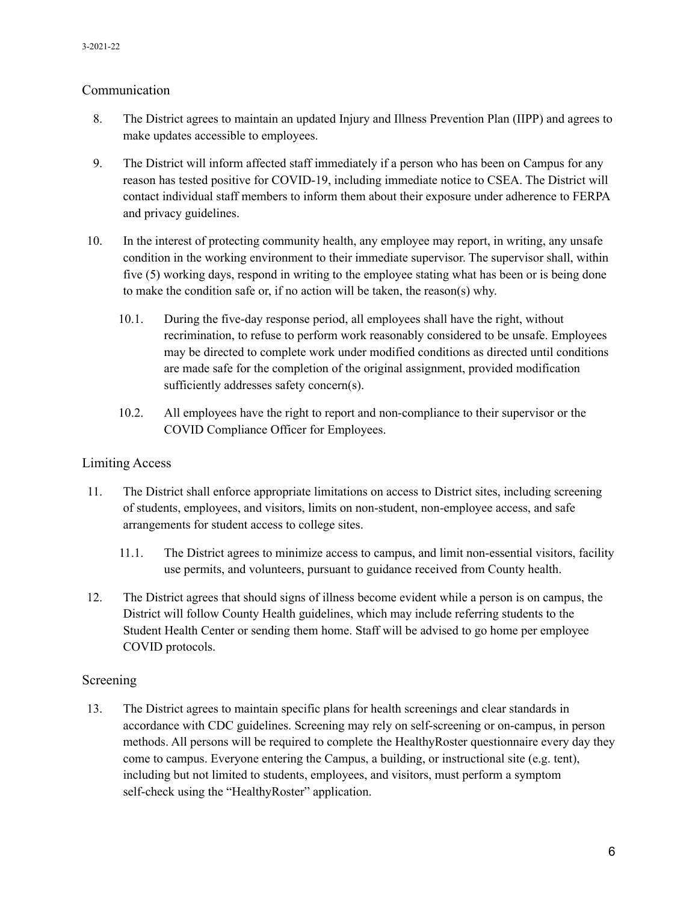## Communication

8. The District agrees to maintain an updated Injury and Illness Prevention Plan (IIPP) and agrees to make updates accessible to employees.

9. The District will inform affected staff immediately if a person who has been on Campus for any reason has tested positive for COVID-19, including immediate notice to CSEA. The District will contact individual staff members to inform them about their exposure under adherence to FERPA and privacy guidelines.

10. In the interest of protecting community health, any employee may report, in writing, any unsafe condition in the working environment to their immediate supervisor. The supervisor shall, within five (5) working days, respond in writing to the employee stating what has been or is being done to make the condition safe or, if no action will be taken, the reason(s) why.

    10.1. During the five-day response period, all employees shall have the right, without recrimination, to refuse to perform work reasonably considered to be unsafe. Employees may be directed to complete work under modified conditions as directed until conditions are made safe for the completion of the original assignment, provided modification sufficiently addresses safety concern(s).

    10.2. All employees have the right to report and non-compliance to their supervisor or the COVID Compliance Officer for Employees.

## Limiting Access

11. The District shall enforce appropriate limitations on access to District sites, including screening of students, employees, and visitors, limits on non-student, non-employee access, and safe arrangements for student access to college sites.

    11.1. The District agrees to minimize access to campus, and limit non-essential visitors, facility use permits, and volunteers, pursuant to guidance received from County health.

12. The District agrees that should signs of illness become evident while a person is on campus, the District will follow County Health guidelines, which may include referring students to the Student Health Center or sending them home. Staff will be advised to go home per employee COVID protocols.

## Screening

13. The District agrees to maintain specific plans for health screenings and clear standards in accordance with CDC guidelines. Screening may rely on self-screening or on-campus, in person methods. All persons will be required to complete the HealthyRoster questionnaire every day they come to campus. Everyone entering the Campus, a building, or instructional site (e.g. tent), including but not limited to students, employees, and visitors, must perform a symptom self-check using the "HealthyRoster" application.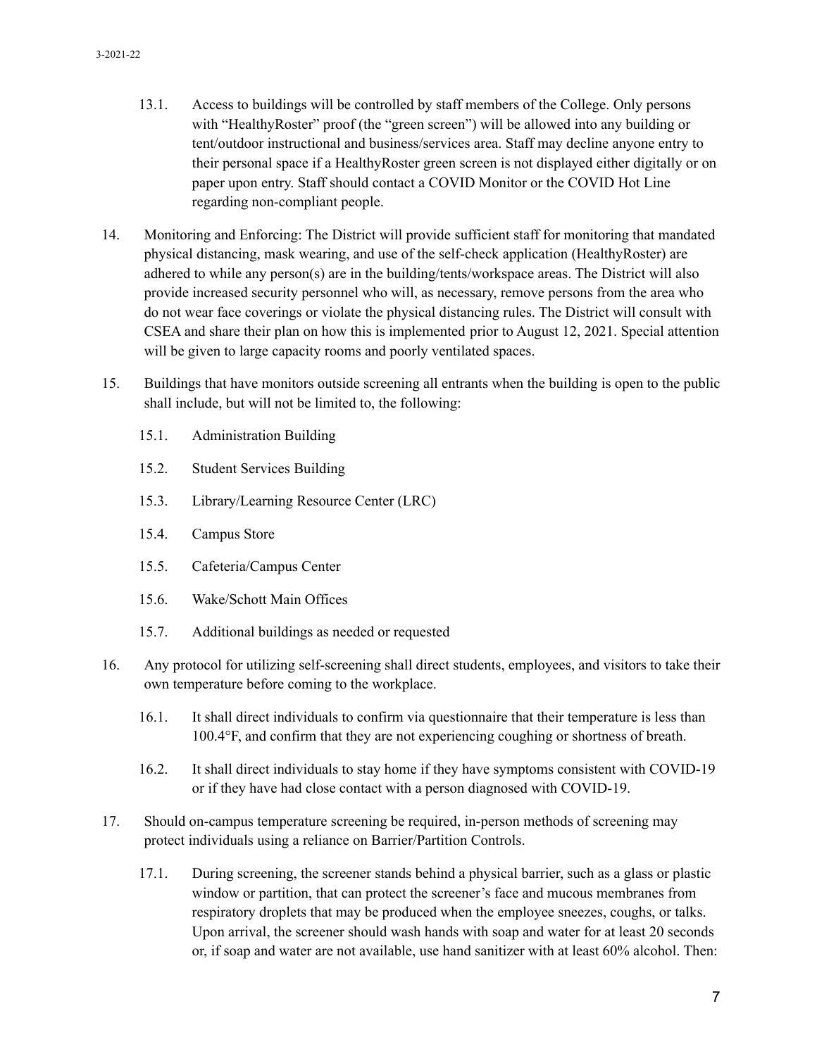13.1. Access to buildings will be controlled by staff members of the College. Only persons with "HealthyRoster" proof (the "green screen") will be allowed into any building or tent/outdoor instructional and business/services area. Staff may decline anyone entry to their personal space if a HealthyRoster green screen is not displayed either digitally or on paper upon entry. Staff should contact a COVID Monitor or the COVID Hot Line regarding non-compliant people.

14. Monitoring and Enforcing: The District will provide sufficient staff for monitoring that mandated physical distancing, mask wearing, and use of the self-check application (HealthyRoster) are adhered to while any person(s) are in the building/tents/workspace areas. The District will also provide increased security personnel who will, as necessary, remove persons from the area who do not wear face coverings or violate the physical distancing rules. The District will consult with CSEA and share their plan on how this is implemented prior to August 12, 2021. Special attention will be given to large capacity rooms and poorly ventilated spaces.

15. Buildings that have monitors outside screening all entrants when the building is open to the public shall include, but will not be limited to, the following:

 15.1. Administration Building

 15.2. Student Services Building

 15.3. Library/Learning Resource Center (LRC)

 15.4. Campus Store

 15.5. Cafeteria/Campus Center

 15.6. Wake/Schott Main Offices

 15.7. Additional buildings as needed or requested

16. Any protocol for utilizing self-screening shall direct students, employees, and visitors to take their own temperature before coming to the workplace.

 16.1. It shall direct individuals to confirm via questionnaire that their temperature is less than 100.4°F, and confirm that they are not experiencing coughing or shortness of breath.

 16.2. It shall direct individuals to stay home if they have symptoms consistent with COVID-19 or if they have had close contact with a person diagnosed with COVID-19.

17. Should on-campus temperature screening be required, in-person methods of screening may protect individuals using a reliance on Barrier/Partition Controls.

 17.1. During screening, the screener stands behind a physical barrier, such as a glass or plastic window or partition, that can protect the screener's face and mucous membranes from respiratory droplets that may be produced when the employee sneezes, coughs, or talks. Upon arrival, the screener should wash hands with soap and water for at least 20 seconds or, if soap and water are not available, use hand sanitizer with at least 60% alcohol. Then: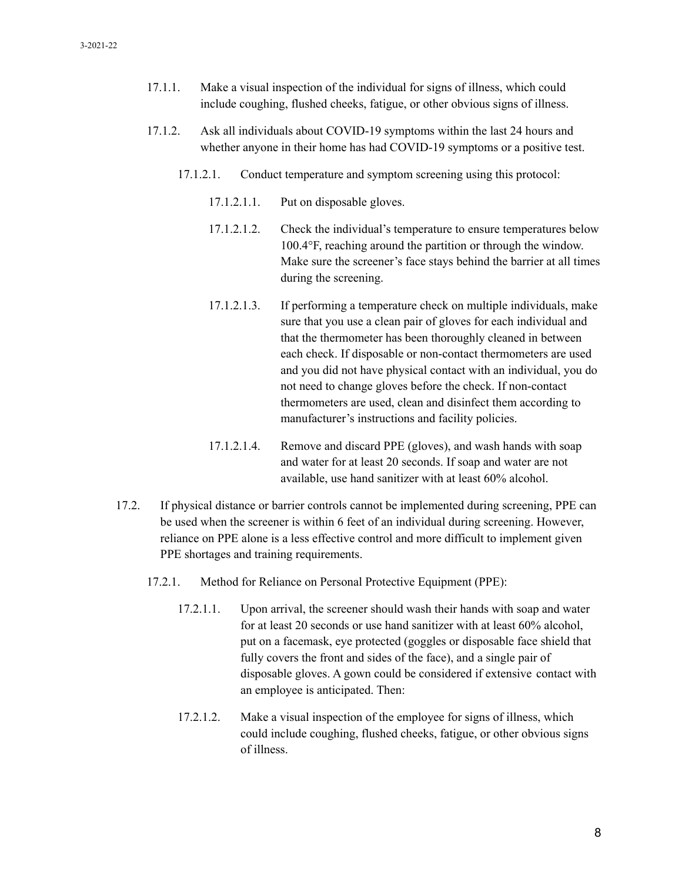17.1.1. Make a visual inspection of the individual for signs of illness, which could include coughing, flushed cheeks, fatigue, or other obvious signs of illness.

17.1.2. Ask all individuals about COVID-19 symptoms within the last 24 hours and whether anyone in their home has had COVID-19 symptoms or a positive test.

17.1.2.1. Conduct temperature and symptom screening using this protocol:

17.1.2.1.1. Put on disposable gloves.

17.1.2.1.2. Check the individual's temperature to ensure temperatures below 100.4°F, reaching around the partition or through the window. Make sure the screener's face stays behind the barrier at all times during the screening.

17.1.2.1.3. If performing a temperature check on multiple individuals, make sure that you use a clean pair of gloves for each individual and that the thermometer has been thoroughly cleaned in between each check. If disposable or non-contact thermometers are used and you did not have physical contact with an individual, you do not need to change gloves before the check. If non-contact thermometers are used, clean and disinfect them according to manufacturer's instructions and facility policies.

17.1.2.1.4. Remove and discard PPE (gloves), and wash hands with soap and water for at least 20 seconds. If soap and water are not available, use hand sanitizer with at least 60% alcohol.

17.2. If physical distance or barrier controls cannot be implemented during screening, PPE can be used when the screener is within 6 feet of an individual during screening. However, reliance on PPE alone is a less effective control and more difficult to implement given PPE shortages and training requirements.

17.2.1. Method for Reliance on Personal Protective Equipment (PPE):

17.2.1.1. Upon arrival, the screener should wash their hands with soap and water for at least 20 seconds or use hand sanitizer with at least 60% alcohol, put on a facemask, eye protected (goggles or disposable face shield that fully covers the front and sides of the face), and a single pair of disposable gloves. A gown could be considered if extensive contact with an employee is anticipated. Then:

17.2.1.2. Make a visual inspection of the employee for signs of illness, which could include coughing, flushed cheeks, fatigue, or other obvious signs of illness.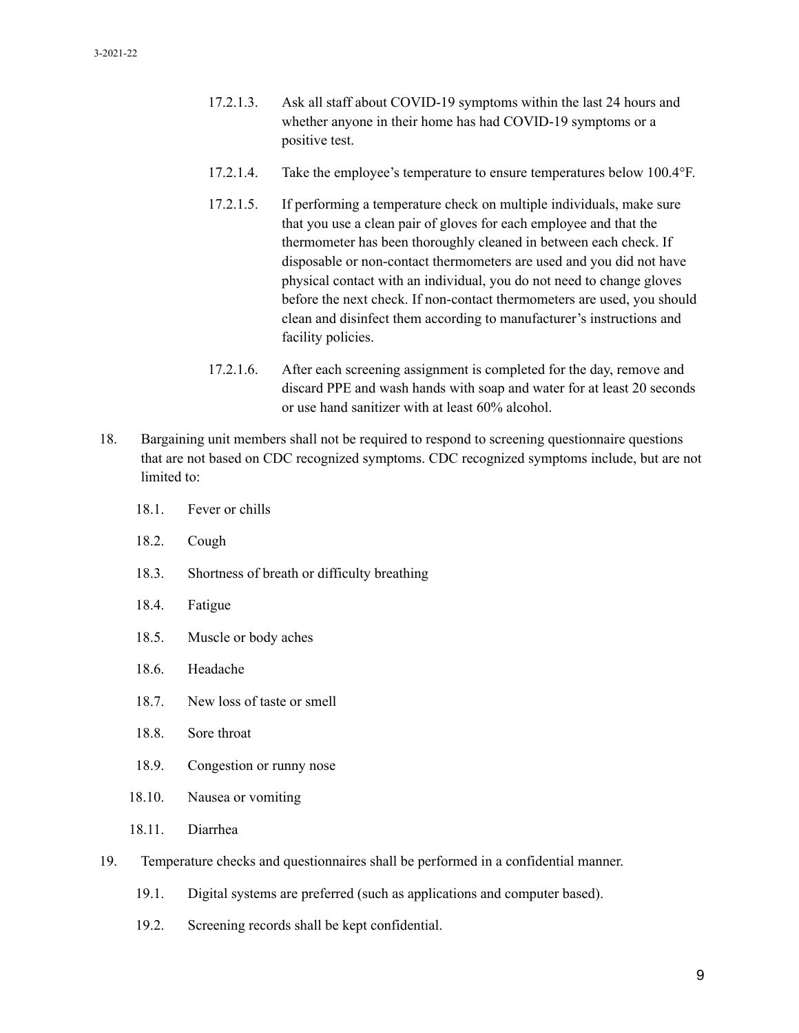17.2.1.3. Ask all staff about COVID-19 symptoms within the last 24 hours and whether anyone in their home has had COVID-19 symptoms or a positive test.

17.2.1.4. Take the employee's temperature to ensure temperatures below 100.4°F.

17.2.1.5. If performing a temperature check on multiple individuals, make sure that you use a clean pair of gloves for each employee and that the thermometer has been thoroughly cleaned in between each check. If disposable or non-contact thermometers are used and you did not have physical contact with an individual, you do not need to change gloves before the next check. If non-contact thermometers are used, you should clean and disinfect them according to manufacturer's instructions and facility policies.

17.2.1.6. After each screening assignment is completed for the day, remove and discard PPE and wash hands with soap and water for at least 20 seconds or use hand sanitizer with at least 60% alcohol.

18. Bargaining unit members shall not be required to respond to screening questionnaire questions that are not based on CDC recognized symptoms. CDC recognized symptoms include, but are not limited to:

18.1. Fever or chills

18.2. Cough

18.3. Shortness of breath or difficulty breathing

18.4. Fatigue

18.5. Muscle or body aches

18.6. Headache

18.7. New loss of taste or smell

18.8. Sore throat

18.9. Congestion or runny nose

18.10. Nausea or vomiting

18.11. Diarrhea

19. Temperature checks and questionnaires shall be performed in a confidential manner.

19.1. Digital systems are preferred (such as applications and computer based).

19.2. Screening records shall be kept confidential.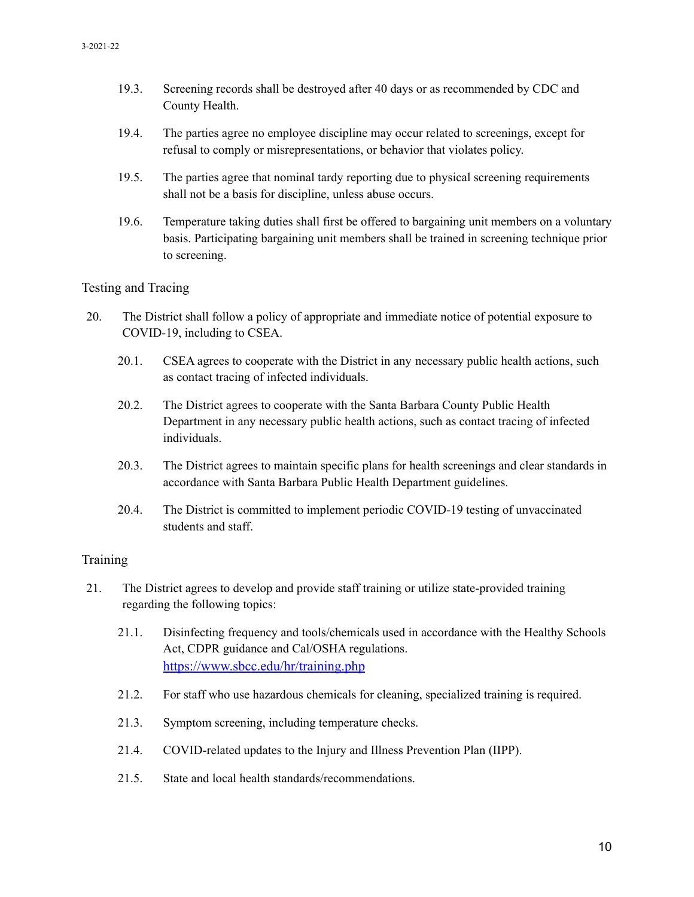19.3. Screening records shall be destroyed after 40 days or as recommended by CDC and County Health.

19.4. The parties agree no employee discipline may occur related to screenings, except for refusal to comply or misrepresentations, or behavior that violates policy.

19.5. The parties agree that nominal tardy reporting due to physical screening requirements shall not be a basis for discipline, unless abuse occurs.

19.6. Temperature taking duties shall first be offered to bargaining unit members on a voluntary basis. Participating bargaining unit members shall be trained in screening technique prior to screening.

## Testing and Tracing

20. The District shall follow a policy of appropriate and immediate notice of potential exposure to COVID-19, including to CSEA.

20.1. CSEA agrees to cooperate with the District in any necessary public health actions, such as contact tracing of infected individuals.

20.2. The District agrees to cooperate with the Santa Barbara County Public Health Department in any necessary public health actions, such as contact tracing of infected individuals.

20.3. The District agrees to maintain specific plans for health screenings and clear standards in accordance with Santa Barbara Public Health Department guidelines.

20.4. The District is committed to implement periodic COVID-19 testing of unvaccinated students and staff.

## Training

21. The District agrees to develop and provide staff training or utilize state-provided training regarding the following topics:

21.1. Disinfecting frequency and tools/chemicals used in accordance with the Healthy Schools Act, CDPR guidance and Cal/OSHA regulations. [https://www.sbcc.edu/hr/training.php](https://www.sbcc.edu/hr/training.php)

21.2. For staff who use hazardous chemicals for cleaning, specialized training is required.

21.3. Symptom screening, including temperature checks.

21.4. COVID-related updates to the Injury and Illness Prevention Plan (IIPP).

21.5. State and local health standards/recommendations.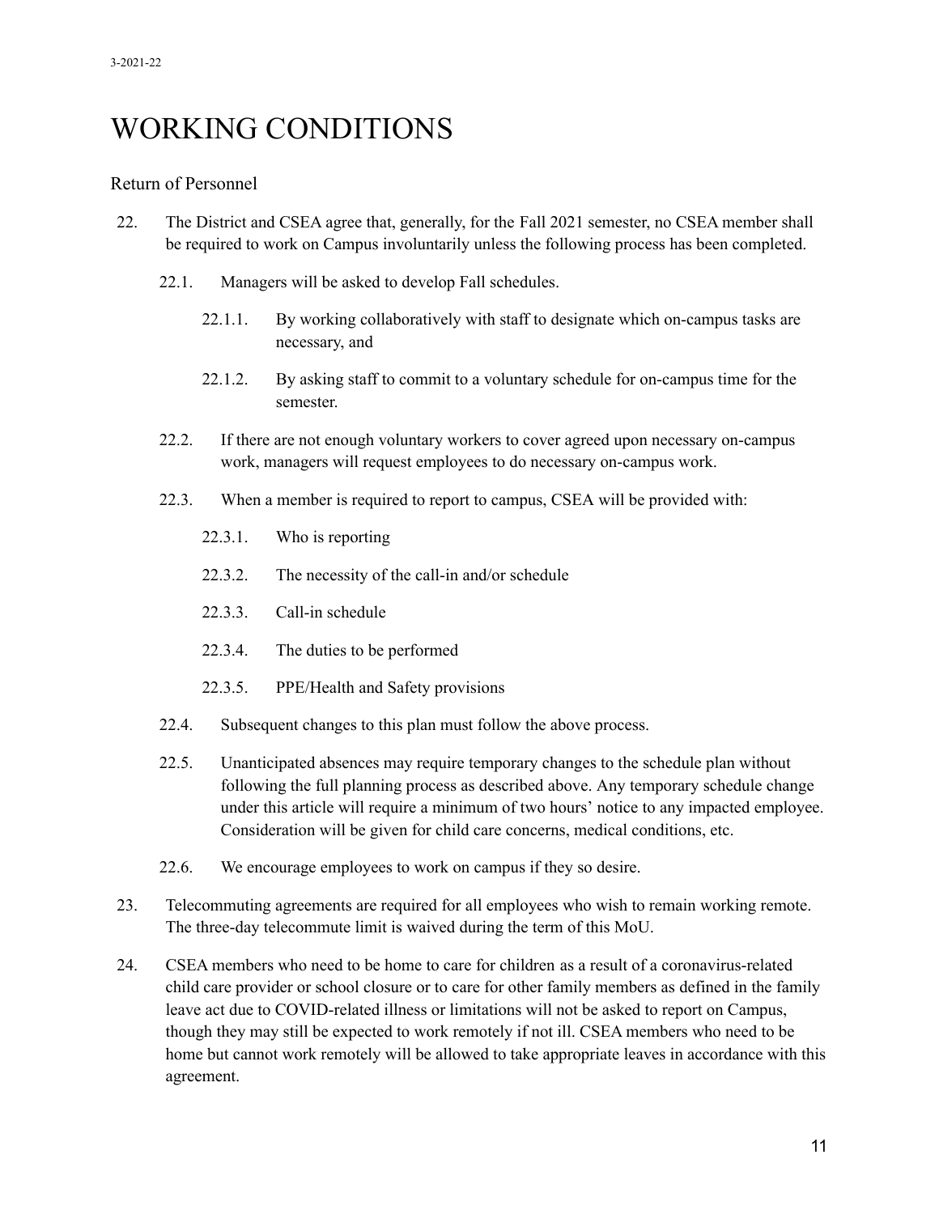# WORKING CONDITIONS

## Return of Personnel

22. The District and CSEA agree that, generally, for the Fall 2021 semester, no CSEA member shall be required to work on Campus involuntarily unless the following process has been completed.

    22.1. Managers will be asked to develop Fall schedules.

    22.1.1. By working collaboratively with staff to designate which on-campus tasks are necessary, and

    22.1.2. By asking staff to commit to a voluntary schedule for on-campus time for the semester.

    22.2. If there are not enough voluntary workers to cover agreed upon necessary on-campus work, managers will request employees to do necessary on-campus work.

    22.3. When a member is required to report to campus, CSEA will be provided with:

    22.3.1. Who is reporting

    22.3.2. The necessity of the call-in and/or schedule

    22.3.3. Call-in schedule

    22.3.4. The duties to be performed

    22.3.5. PPE/Health and Safety provisions

    22.4. Subsequent changes to this plan must follow the above process.

    22.5. Unanticipated absences may require temporary changes to the schedule plan without following the full planning process as described above. Any temporary schedule change under this article will require a minimum of two hours' notice to any impacted employee. Consideration will be given for child care concerns, medical conditions, etc.

    22.6. We encourage employees to work on campus if they so desire.

23. Telecommuting agreements are required for all employees who wish to remain working remote. The three-day telecommute limit is waived during the term of this MoU.

24. CSEA members who need to be home to care for children as a result of a coronavirus-related child care provider or school closure or to care for other family members as defined in the family leave act due to COVID-related illness or limitations will not be asked to report on Campus, though they may still be expected to work remotely if not ill. CSEA members who need to be home but cannot work remotely will be allowed to take appropriate leaves in accordance with this agreement.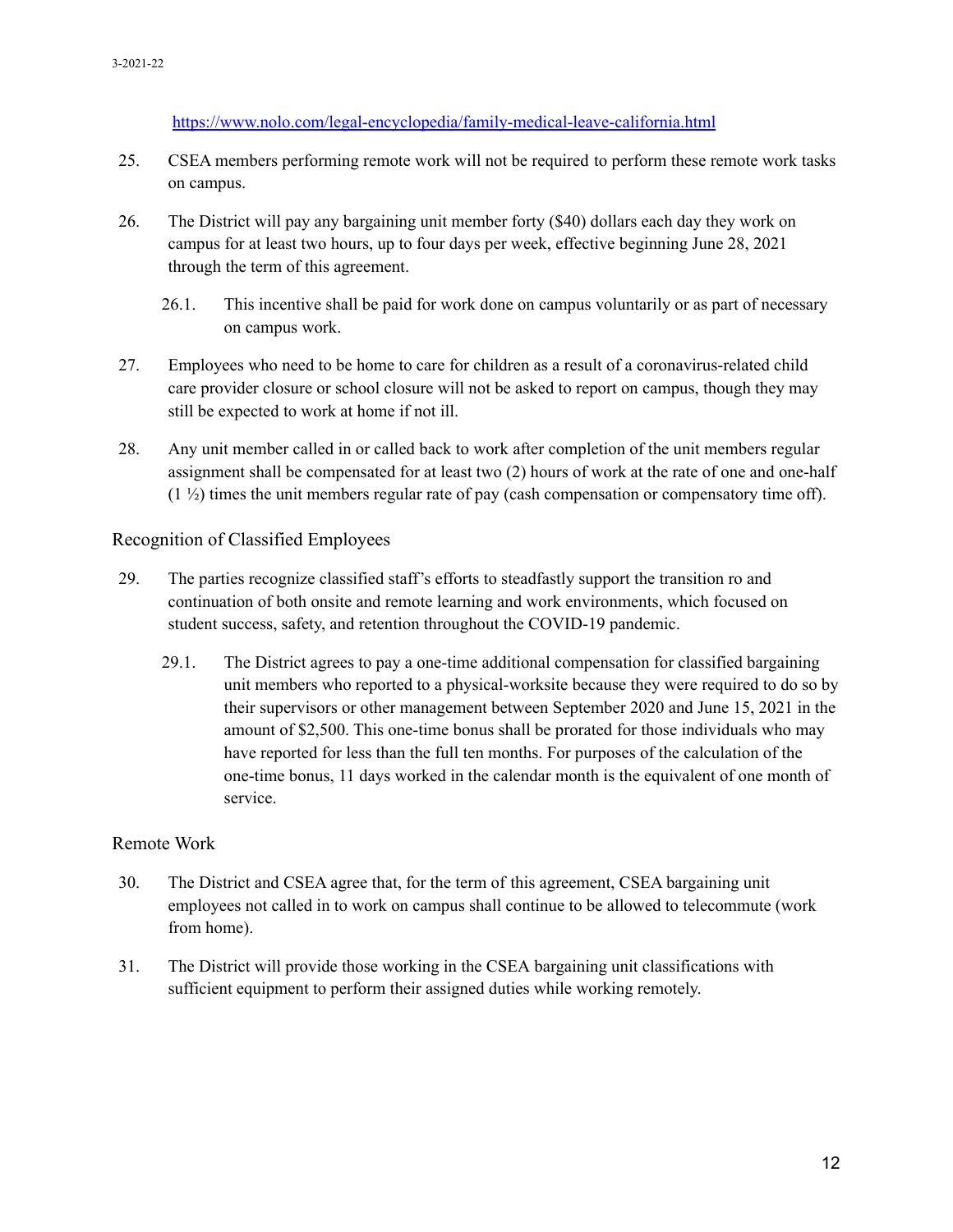https://www.nolo.com/legal-encyclopedia/family-medical-leave-california.html

25. CSEA members performing remote work will not be required to perform these remote work tasks on campus.

26. The District will pay any bargaining unit member forty ($40) dollars each day they work on campus for at least two hours, up to four days per week, effective beginning June 28, 2021 through the term of this agreement.

    26.1. This incentive shall be paid for work done on campus voluntarily or as part of necessary on campus work.

27. Employees who need to be home to care for children as a result of a coronavirus-related child care provider closure or school closure will not be asked to report on campus, though they may still be expected to work at home if not ill.

28. Any unit member called in or called back to work after completion of the unit members regular assignment shall be compensated for at least two (2) hours of work at the rate of one and one-half (1 ½) times the unit members regular rate of pay (cash compensation or compensatory time off).

## Recognition of Classified Employees

29. The parties recognize classified staff's efforts to steadfastly support the transition ro and continuation of both onsite and remote learning and work environments, which focused on student success, safety, and retention throughout the COVID-19 pandemic.

    29.1. The District agrees to pay a one-time additional compensation for classified bargaining unit members who reported to a physical-worksite because they were required to do so by their supervisors or other management between September 2020 and June 15, 2021 in the amount of $2,500. This one-time bonus shall be prorated for those individuals who may have reported for less than the full ten months. For purposes of the calculation of the one-time bonus, 11 days worked in the calendar month is the equivalent of one month of service.

## Remote Work

30. The District and CSEA agree that, for the term of this agreement, CSEA bargaining unit employees not called in to work on campus shall continue to be allowed to telecommute (work from home).

31. The District will provide those working in the CSEA bargaining unit classifications with sufficient equipment to perform their assigned duties while working remotely.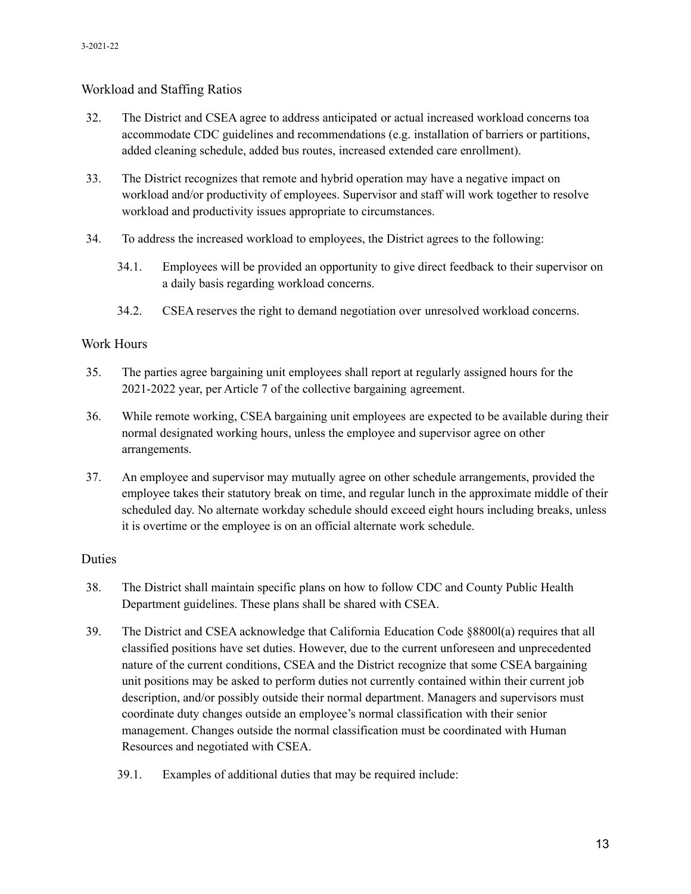## Workload and Staffing Ratios

32. The District and CSEA agree to address anticipated or actual increased workload concerns toa accommodate CDC guidelines and recommendations (e.g. installation of barriers or partitions, added cleaning schedule, added bus routes, increased extended care enrollment).

33. The District recognizes that remote and hybrid operation may have a negative impact on workload and/or productivity of employees. Supervisor and staff will work together to resolve workload and productivity issues appropriate to circumstances.

34. To address the increased workload to employees, the District agrees to the following:

    34.1. Employees will be provided an opportunity to give direct feedback to their supervisor on a daily basis regarding workload concerns.

    34.2. CSEA reserves the right to demand negotiation over unresolved workload concerns.

## Work Hours

35. The parties agree bargaining unit employees shall report at regularly assigned hours for the 2021-2022 year, per Article 7 of the collective bargaining agreement.

36. While remote working, CSEA bargaining unit employees are expected to be available during their normal designated working hours, unless the employee and supervisor agree on other arrangements.

37. An employee and supervisor may mutually agree on other schedule arrangements, provided the employee takes their statutory break on time, and regular lunch in the approximate middle of their scheduled day. No alternate workday schedule should exceed eight hours including breaks, unless it is overtime or the employee is on an official alternate work schedule.

## Duties

38. The District shall maintain specific plans on how to follow CDC and County Public Health Department guidelines. These plans shall be shared with CSEA.

39. The District and CSEA acknowledge that California Education Code §8800l(a) requires that all classified positions have set duties. However, due to the current unforeseen and unprecedented nature of the current conditions, CSEA and the District recognize that some CSEA bargaining unit positions may be asked to perform duties not currently contained within their current job description, and/or possibly outside their normal department. Managers and supervisors must coordinate duty changes outside an employee's normal classification with their senior management. Changes outside the normal classification must be coordinated with Human Resources and negotiated with CSEA.

    39.1. Examples of additional duties that may be required include: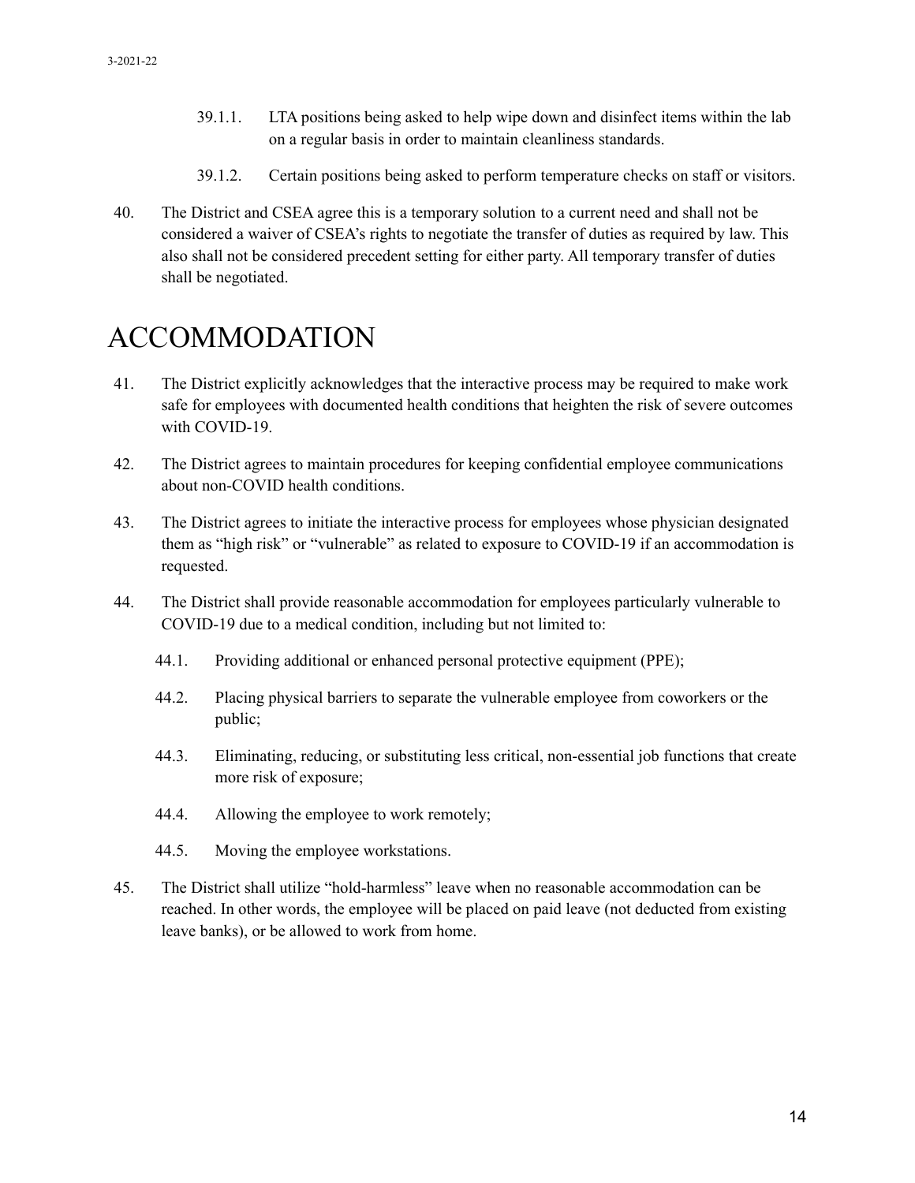39.1.1. LTA positions being asked to help wipe down and disinfect items within the lab on a regular basis in order to maintain cleanliness standards.

39.1.2. Certain positions being asked to perform temperature checks on staff or visitors.

40. The District and CSEA agree this is a temporary solution to a current need and shall not be considered a waiver of CSEA's rights to negotiate the transfer of duties as required by law. This also shall not be considered precedent setting for either party. All temporary transfer of duties shall be negotiated.

# ACCOMMODATION

41. The District explicitly acknowledges that the interactive process may be required to make work safe for employees with documented health conditions that heighten the risk of severe outcomes with COVID-19.

42. The District agrees to maintain procedures for keeping confidential employee communications about non-COVID health conditions.

43. The District agrees to initiate the interactive process for employees whose physician designated them as "high risk" or "vulnerable" as related to exposure to COVID-19 if an accommodation is requested.

44. The District shall provide reasonable accommodation for employees particularly vulnerable to COVID-19 due to a medical condition, including but not limited to:

    44.1. Providing additional or enhanced personal protective equipment (PPE);

    44.2. Placing physical barriers to separate the vulnerable employee from coworkers or the public;

    44.3. Eliminating, reducing, or substituting less critical, non-essential job functions that create more risk of exposure;

    44.4. Allowing the employee to work remotely;

    44.5. Moving the employee workstations.

45. The District shall utilize "hold-harmless" leave when no reasonable accommodation can be reached. In other words, the employee will be placed on paid leave (not deducted from existing leave banks), or be allowed to work from home.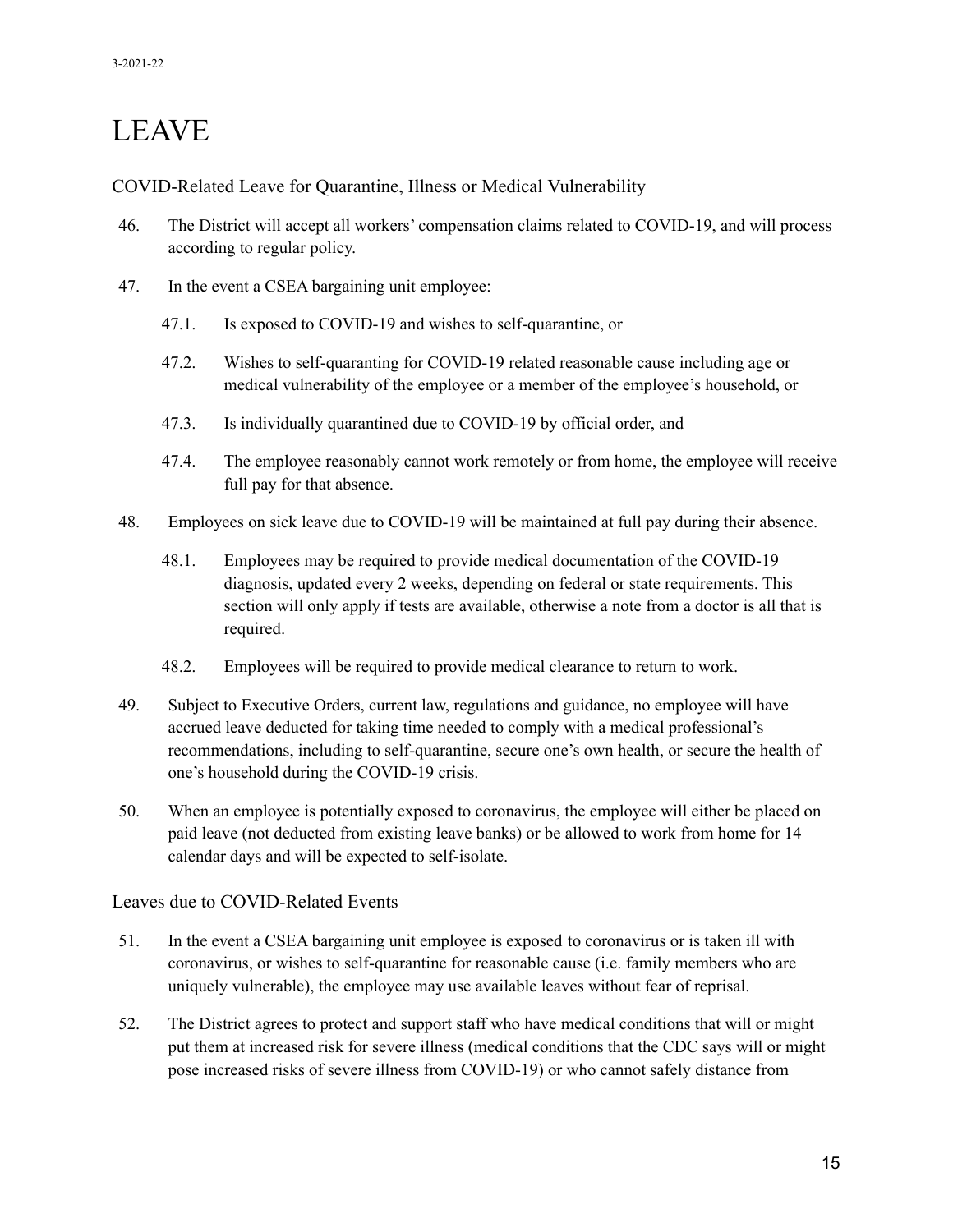# LEAVE

## COVID-Related Leave for Quarantine, Illness or Medical Vulnerability

46. The District will accept all workers' compensation claims related to COVID-19, and will process according to regular policy.

47. In the event a CSEA bargaining unit employee:

    47.1. Is exposed to COVID-19 and wishes to self-quarantine, or

    47.2. Wishes to self-quaranting for COVID-19 related reasonable cause including age or medical vulnerability of the employee or a member of the employee's household, or

    47.3. Is individually quarantined due to COVID-19 by official order, and

    47.4. The employee reasonably cannot work remotely or from home, the employee will receive full pay for that absence.

48. Employees on sick leave due to COVID-19 will be maintained at full pay during their absence.

    48.1. Employees may be required to provide medical documentation of the COVID-19 diagnosis, updated every 2 weeks, depending on federal or state requirements. This section will only apply if tests are available, otherwise a note from a doctor is all that is required.

    48.2. Employees will be required to provide medical clearance to return to work.

49. Subject to Executive Orders, current law, regulations and guidance, no employee will have accrued leave deducted for taking time needed to comply with a medical professional's recommendations, including to self-quarantine, secure one's own health, or secure the health of one's household during the COVID-19 crisis.

50. When an employee is potentially exposed to coronavirus, the employee will either be placed on paid leave (not deducted from existing leave banks) or be allowed to work from home for 14 calendar days and will be expected to self-isolate.

## Leaves due to COVID-Related Events

51. In the event a CSEA bargaining unit employee is exposed to coronavirus or is taken ill with coronavirus, or wishes to self-quarantine for reasonable cause (i.e. family members who are uniquely vulnerable), the employee may use available leaves without fear of reprisal.

52. The District agrees to protect and support staff who have medical conditions that will or might put them at increased risk for severe illness (medical conditions that the CDC says will or might pose increased risks of severe illness from COVID-19) or who cannot safely distance from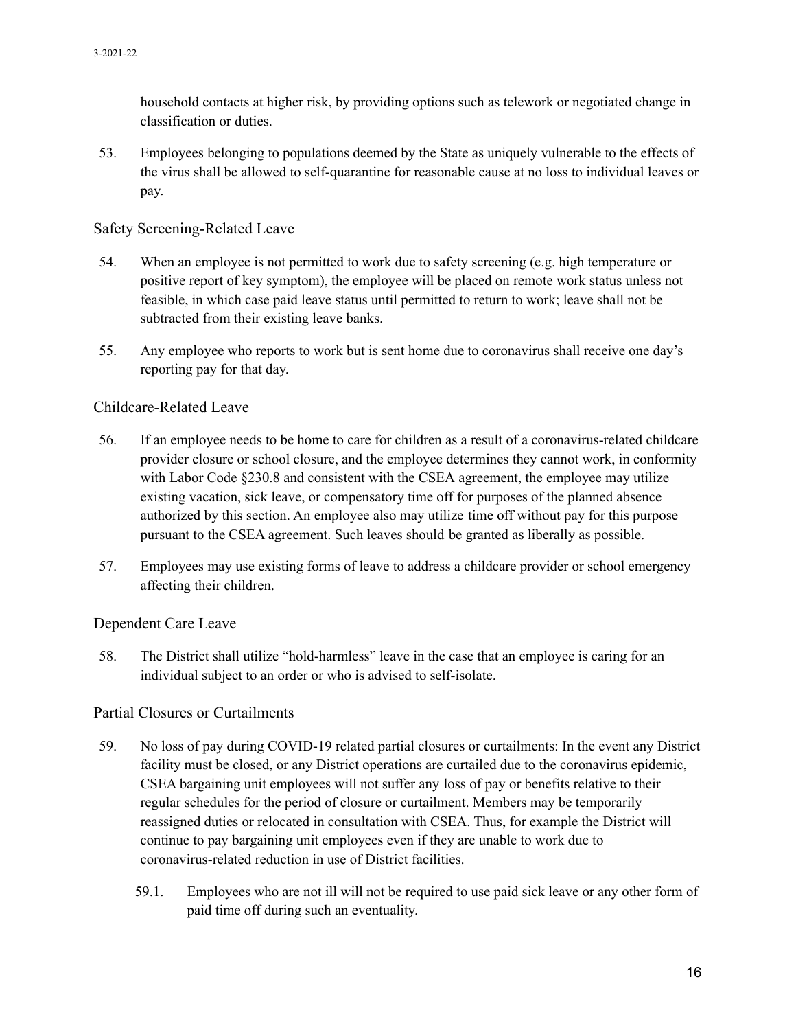household contacts at higher risk, by providing options such as telework or negotiated change in classification or duties.

53. Employees belonging to populations deemed by the State as uniquely vulnerable to the effects of the virus shall be allowed to self-quarantine for reasonable cause at no loss to individual leaves or pay.

### Safety Screening-Related Leave

54. When an employee is not permitted to work due to safety screening (e.g. high temperature or positive report of key symptom), the employee will be placed on remote work status unless not feasible, in which case paid leave status until permitted to return to work; leave shall not be subtracted from their existing leave banks.

55. Any employee who reports to work but is sent home due to coronavirus shall receive one day's reporting pay for that day.

### Childcare-Related Leave

56. If an employee needs to be home to care for children as a result of a coronavirus-related childcare provider closure or school closure, and the employee determines they cannot work, in conformity with Labor Code §230.8 and consistent with the CSEA agreement, the employee may utilize existing vacation, sick leave, or compensatory time off for purposes of the planned absence authorized by this section. An employee also may utilize time off without pay for this purpose pursuant to the CSEA agreement. Such leaves should be granted as liberally as possible.

57. Employees may use existing forms of leave to address a childcare provider or school emergency affecting their children.

### Dependent Care Leave

58. The District shall utilize "hold-harmless" leave in the case that an employee is caring for an individual subject to an order or who is advised to self-isolate.

### Partial Closures or Curtailments

59. No loss of pay during COVID-19 related partial closures or curtailments: In the event any District facility must be closed, or any District operations are curtailed due to the coronavirus epidemic, CSEA bargaining unit employees will not suffer any loss of pay or benefits relative to their regular schedules for the period of closure or curtailment. Members may be temporarily reassigned duties or relocated in consultation with CSEA. Thus, for example the District will continue to pay bargaining unit employees even if they are unable to work due to coronavirus-related reduction in use of District facilities.

    59.1. Employees who are not ill will not be required to use paid sick leave or any other form of paid time off during such an eventuality.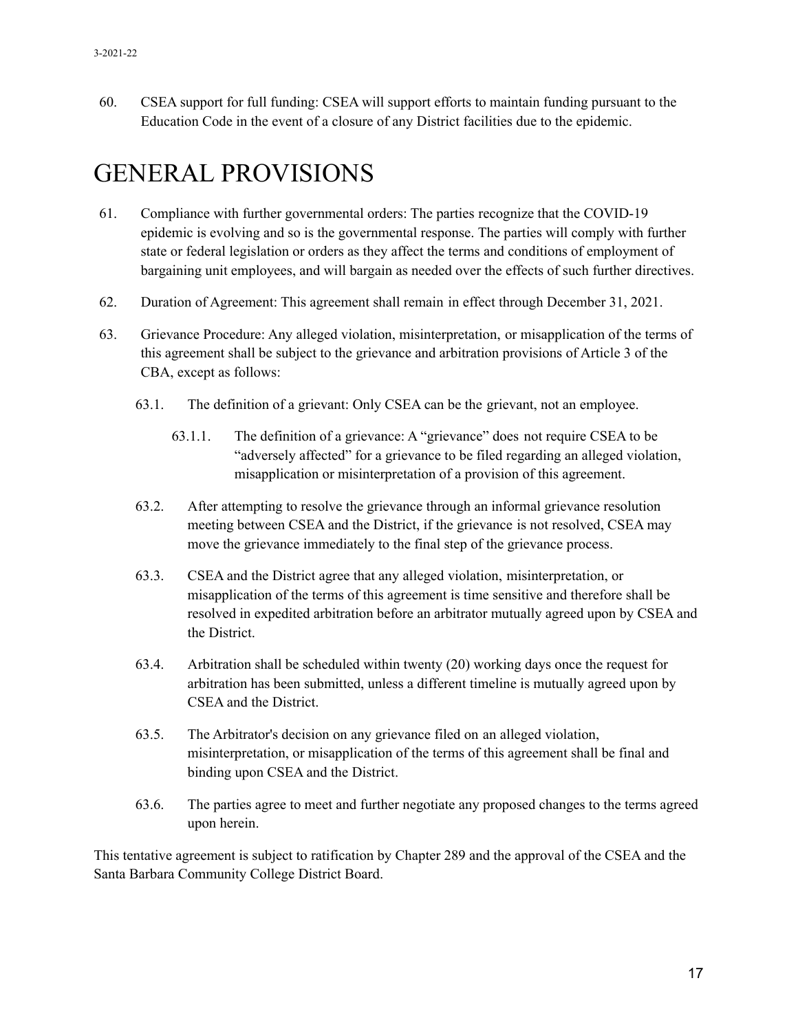60. CSEA support for full funding: CSEA will support efforts to maintain funding pursuant to the Education Code in the event of a closure of any District facilities due to the epidemic.

# GENERAL PROVISIONS

61. Compliance with further governmental orders: The parties recognize that the COVID-19 epidemic is evolving and so is the governmental response. The parties will comply with further state or federal legislation or orders as they affect the terms and conditions of employment of bargaining unit employees, and will bargain as needed over the effects of such further directives.

62. Duration of Agreement: This agreement shall remain in effect through December 31, 2021.

63. Grievance Procedure: Any alleged violation, misinterpretation, or misapplication of the terms of this agreement shall be subject to the grievance and arbitration provisions of Article 3 of the CBA, except as follows:

    63.1. The definition of a grievant: Only CSEA can be the grievant, not an employee.

        63.1.1. The definition of a grievance: A "grievance" does not require CSEA to be "adversely affected" for a grievance to be filed regarding an alleged violation, misapplication or misinterpretation of a provision of this agreement.

    63.2. After attempting to resolve the grievance through an informal grievance resolution meeting between CSEA and the District, if the grievance is not resolved, CSEA may move the grievance immediately to the final step of the grievance process.

    63.3. CSEA and the District agree that any alleged violation, misinterpretation, or misapplication of the terms of this agreement is time sensitive and therefore shall be resolved in expedited arbitration before an arbitrator mutually agreed upon by CSEA and the District.

    63.4. Arbitration shall be scheduled within twenty (20) working days once the request for arbitration has been submitted, unless a different timeline is mutually agreed upon by CSEA and the District.

    63.5. The Arbitrator's decision on any grievance filed on an alleged violation, misinterpretation, or misapplication of the terms of this agreement shall be final and binding upon CSEA and the District.

    63.6. The parties agree to meet and further negotiate any proposed changes to the terms agreed upon herein.

This tentative agreement is subject to ratification by Chapter 289 and the approval of the CSEA and the Santa Barbara Community College District Board.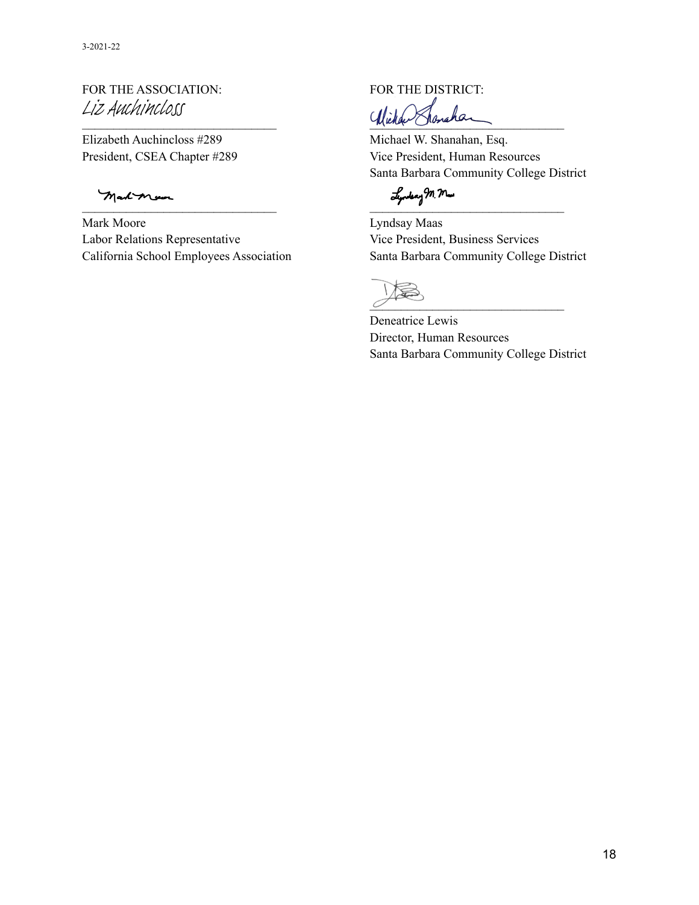FOR THE ASSOCIATION:

Liz Auchincloss
\_\_\_\_\_\_\_\_\_\_\_\_\_\_\_\_\_\_\_\_\_\_\_\_\_\_\_\_\_\_\_\_

Elizabeth Auchincloss #289
President, CSEA Chapter #289

\_\_\_\_\_\_\_\_\_\_\_\_\_\_\_\_\_\_\_\_\_\_\_\_\_\_\_\_\_\_\_\_

Mark Moore
Labor Relations Representative
California School Employees Association

FOR THE DISTRICT:

\_\_\_\_\_\_\_\_\_\_\_\_\_\_\_\_\_\_\_\_\_\_\_\_\_\_\_\_\_\_\_\_

Michael W. Shanahan, Esq.
Vice President, Human Resources
Santa Barbara Community College District

\_\_\_\_\_\_\_\_\_\_\_\_\_\_\_\_\_\_\_\_\_\_\_\_\_\_\_\_\_\_\_\_

Lyndsay Maas
Vice President, Business Services
Santa Barbara Community College District

\_\_\_\_\_\_\_\_\_\_\_\_\_\_\_\_\_\_\_\_\_\_\_\_\_\_\_\_\_\_\_\_

Deneatrice Lewis
Director, Human Resources
Santa Barbara Community College District